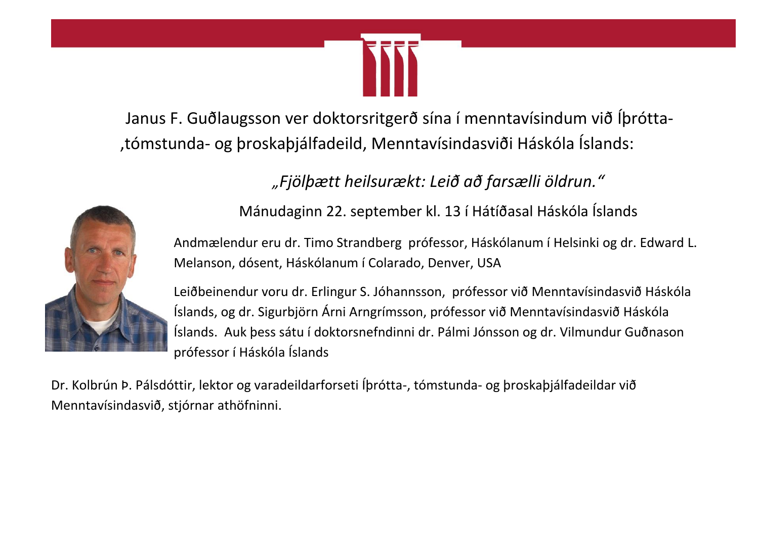Janus F. Guðlaugsson ver doktorsritgerð sína í menntavísindum við Íþrótta-, tómstunda- og þroskaþjálfadeild, Menntavísindasviði Háskóla Íslands:

*„Fjölþætt heilsurækt: Leið að farsælli öldrun.“*

Mánudaginn 22. september kl. 13 í Hátíðasal Háskóla Íslands

Andmælendur eru dr. Timo Strandberg prófessor, Háskólanum í Helsinki og dr. Edward L. Melanson, dósent, Háskólanum í Colarado, Denver, USA

Leiðbeinendur voru dr. Erlingur S. Jóhannsson, prófessor við Menntavísindasvið Háskóla Íslands, og dr. Sigurbjörn Árni Arngrímsson, prófessor við Menntavísindasvið Háskóla Íslands. Auk þess sátu í doktorsnefndinni dr. Pálmi Jónsson og dr. Vilmundur Guðnason prófessor í Háskóla Íslands

Dr. Kolbrún Þ. Pálsdóttir, lektor og varadeildarforseti Íþrótta-, tómstunda- og þroskaþjálfadeildar við Menntavísindasvið, stjórnar athöfninni.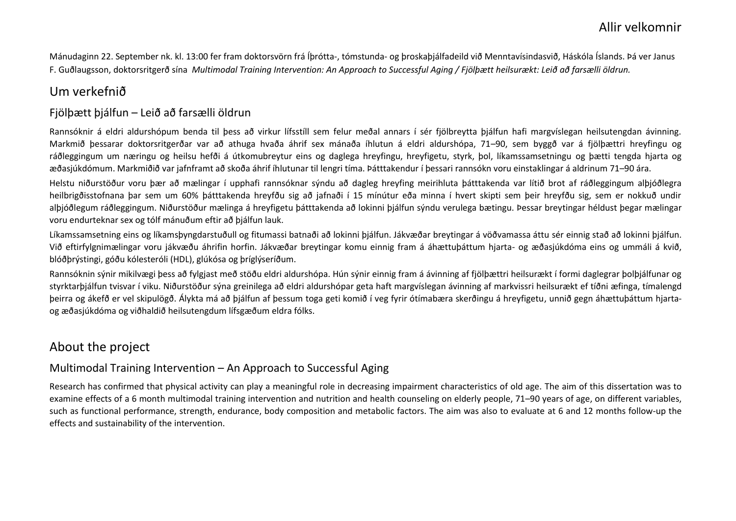Allir velkomnir

Mánudaginn 22. September nk. kl. 13:00 fer fram doktorsvörn frá Íþrótta-, tómstunda- og þroskaþjálfadeild við Menntavísindasvið, Háskóla Íslands. Þá ver Janus F. Guðlaugsson, doktorsritgerð sína *Multimodal Training Intervention: An Approach to Successful Aging / Fjölþætt heilsurækt: Leið að farsælli öldrun.*

## Um verkefnið

### Fjölþætt þjálfun – Leið að farsælli öldrun

Rannsóknir á eldri aldurshópum benda til þess að virkur lífsstíll sem felur meðal annars í sér fjölbreytta þjálfun hafi margvíslegan heilsutengdan ávinning. Markmið þessarar doktorsritgerðar var að athuga hvaða áhrif sex mánaða íhlutun á eldri aldurshópa, 71–90, sem byggð var á fjölþættri hreyfingu og ráðleggingum um næringu og heilsu hefði á útkomubreytur eins og daglega hreyfingu, hreyfigetu, styrk, þol, líkamssamsetningu og þætti tengda hjarta og æðasjúkdómum. Markmiðið var jafnframt að skoða áhrif íhlutunar til lengri tíma. Þátttakendur í þessari rannsókn voru einstaklingar á aldrinum 71–90 ára.

Helstu niðurstöður voru þær að mælingar í upphafi rannsóknar sýndu að dagleg hreyfing meirihluta þátttakenda var lítið brot af ráðleggingum alþjóðlegra heilbrigðisstofnana þar sem um 60% þátttakenda hreyfðu sig að jafnaði í 15 mínútur eða minna í hvert skipti sem þeir hreyfðu sig, sem er nokkuð undir alþjóðlegum ráðleggingum. Niðurstöður mælinga á hreyfigetu þátttakenda að lokinni þjálfun sýndu verulega bætingu. Þessar breytingar héldust þegar mælingar voru endurteknar sex og tólf mánuðum eftir að þjálfun lauk.

Líkamssamsetning eins og líkamsþyngdarstuðull og fitumassi batnaði að lokinni þjálfun. Jákvæðar breytingar á vöðvamassa áttu sér einnig stað að lokinni þjálfun. Við eftirfylgnimælingar voru jákvæðu áhrifin horfin. Jákvæðar breytingar komu einnig fram á áhættuþáttum hjarta- og æðasjúkdóma eins og ummáli á kvið, blóðþrýstingi, góðu kólesteróli (HDL), glúkósa og þríglýseríðum.

Rannsóknin sýnir mikilvægi þess að fylgjast með stöðu eldri aldurshópa. Hún sýnir einnig fram á ávinning af fjölþættri heilsurækt í formi daglegrar þolþjálfunar og styrktarþjálfun tvisvar í viku. Niðurstöður sýna greinilega að eldri aldurshópar geta haft margvíslegan ávinning af markvissri heilsurækt ef tíðni æfinga, tímalengd þeirra og ákefð er vel skipulögð. Álykta má að þjálfun af þessum toga geti komið í veg fyrir ótímabæra skerðingu á hreyfigetu, unnið gegn áhættuþáttum hjarta- og æðasjúkdóma og viðhaldið heilsutengdum lífsgæðum eldra fólks.

## About the project

### Multimodal Training Intervention – An Approach to Successful Aging

Research has confirmed that physical activity can play a meaningful role in decreasing impairment characteristics of old age. The aim of this dissertation was to examine effects of a 6 month multimodal training intervention and nutrition and health counseling on elderly people, 71–90 years of age, on different variables, such as functional performance, strength, endurance, body composition and metabolic factors. The aim was also to evaluate at 6 and 12 months follow-up the effects and sustainability of the intervention.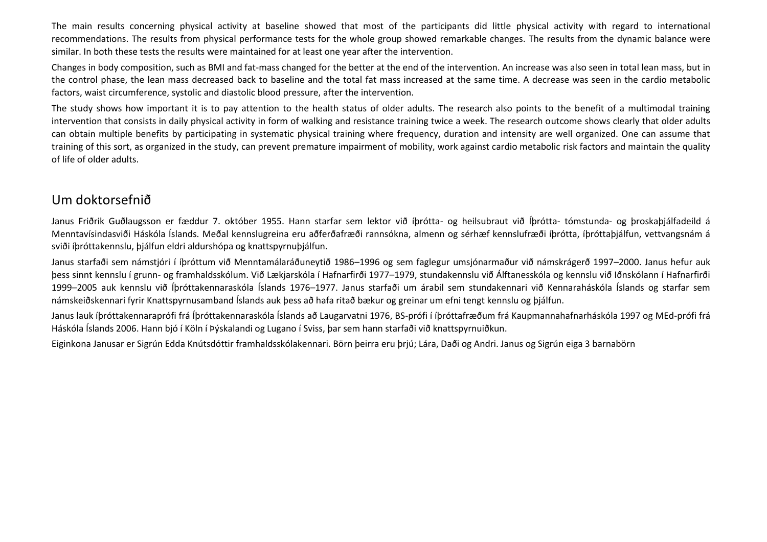The main results concerning physical activity at baseline showed that most of the participants did little physical activity with regard to international recommendations. The results from physical performance tests for the whole group showed remarkable changes. The results from the dynamic balance were similar. In both these tests the results were maintained for at least one year after the intervention.

Changes in body composition, such as BMI and fat-mass changed for the better at the end of the intervention. An increase was also seen in total lean mass, but in the control phase, the lean mass decreased back to baseline and the total fat mass increased at the same time. A decrease was seen in the cardio metabolic factors, waist circumference, systolic and diastolic blood pressure, after the intervention.

The study shows how important it is to pay attention to the health status of older adults. The research also points to the benefit of a multimodal training intervention that consists in daily physical activity in form of walking and resistance training twice a week. The research outcome shows clearly that older adults can obtain multiple benefits by participating in systematic physical training where frequency, duration and intensity are well organized. One can assume that training of this sort, as organized in the study, can prevent premature impairment of mobility, work against cardio metabolic risk factors and maintain the quality of life of older adults.

## Um doktorsefnið

Janus Friðrik Guðlaugsson er fæddur 7. október 1955. Hann starfar sem lektor við íþrótta- og heilsubraut við Íþrótta- tómstunda- og þroskaþjálfadeild á Menntavísindasviði Háskóla Íslands. Meðal kennslugreina eru aðferðafræði rannsókna, almenn og sérhæf kennslufræði íþrótta, íþróttaþjálfun, vettvangsnám á sviði íþróttakennslu, þjálfun eldri aldurshópa og knattspyrnuþjálfun.

Janus starfaði sem námstjóri í íþróttum við Menntamálaráðuneytið 1986–1996 og sem faglegur umsjónarmaður við námskrágerð 1997–2000. Janus hefur auk þess sinnt kennslu í grunn- og framhaldsskólum. Við Lækjarskóla í Hafnarfirði 1977–1979, stundakennslu við Álftanesskóla og kennslu við Iðnskólann í Hafnarfirði 1999–2005 auk kennslu við Íþróttakennaraskóla Íslands 1976–1977. Janus starfaði um árabil sem stundakennari við Kennaraháskóla Íslands og starfar sem námskeiðskennari fyrir Knattspyrnusamband Íslands auk þess að hafa ritað bækur og greinar um efni tengt kennslu og þjálfun.

Janus lauk íþróttakennaraprófi frá Íþróttakennaraskóla Íslands að Laugarvatni 1976, BS-prófi í íþróttafræðum frá Kaupmannahafnarháskóla 1997 og MEd-prófi frá Háskóla Íslands 2006. Hann bjó í Köln í Þýskalandi og Lugano í Sviss, þar sem hann starfaði við knattspyrnuiðkun.

Eiginkona Janusar er Sigrún Edda Knútsdóttir framhaldsskólakennari. Börn þeirra eru þrjú; Lára, Daði og Andri. Janus og Sigrún eiga 3 barnabörn